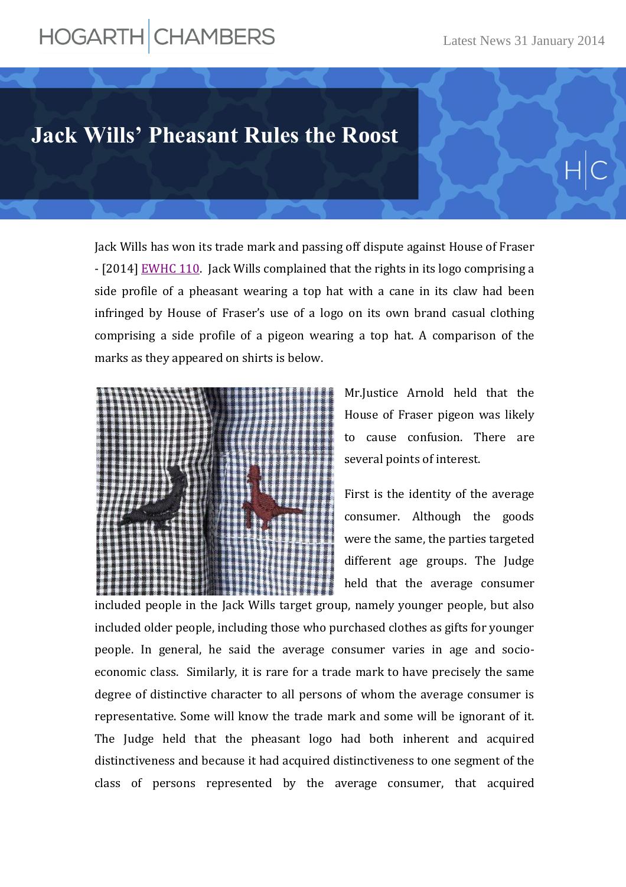# Jack Wills' Pheasant Rules the Roost

Jack Wills has won its trade mark and passing off dispute against House of Fraser - [2014] EWHC 110. Jack Wills complained that the rights in its logo comprising a side profile of a pheasant wearing a top hat with a cane in its claw had been infringed by House of Fraser's use of a logo on its own brand casual clothing comprising a side profile of a pigeon wearing a top hat. A comparison of the marks as they appeared on shirts is below.

Mr.Justice Arnold held that the House of Fraser pigeon was likely to cause confusion. There are several points of interest.

First is the identity of the average consumer. Although the goods were the same, the parties targeted different age groups. The Judge held that the average consumer included people in the Jack Wills target group, namely younger people, but also included older people, including those who purchased clothes as gifts for younger people. In general, he said the average consumer varies in age and socio-economic class. Similarly, it is rare for a trade mark to have precisely the same degree of distinctive character to all persons of whom the average consumer is representative. Some will know the trade mark and some will be ignorant of it. The Judge held that the pheasant logo had both inherent and acquired distinctiveness and because it had acquired distinctiveness to one segment of the class of persons represented by the average consumer, that acquired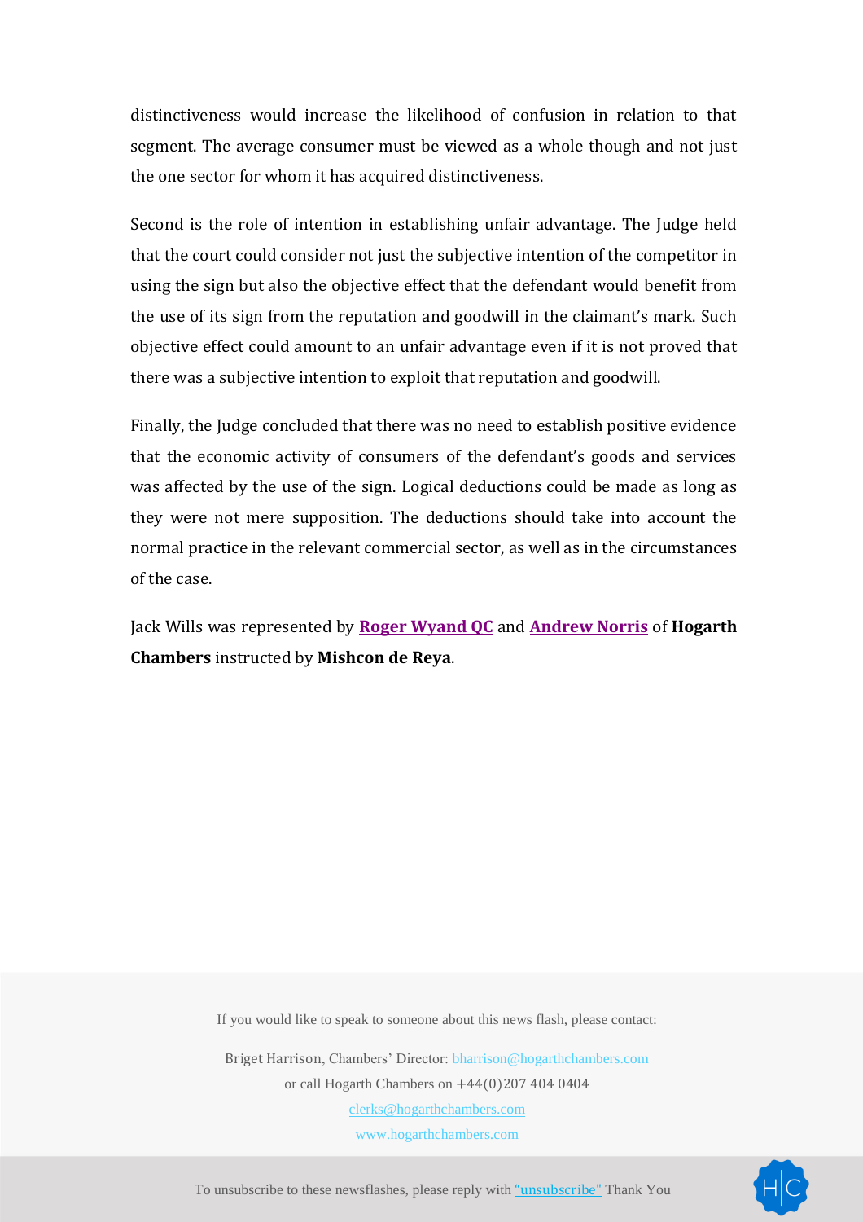distinctiveness would increase the likelihood of confusion in relation to that segment. The average consumer must be viewed as a whole though and not just the one sector for whom it has acquired distinctiveness.

Second is the role of intention in establishing unfair advantage. The Judge held that the court could consider not just the subjective intention of the competitor in using the sign but also the objective effect that the defendant would benefit from the use of its sign from the reputation and goodwill in the claimant's mark. Such objective effect could amount to an unfair advantage even if it is not proved that there was a subjective intention to exploit that reputation and goodwill.

Finally, the Judge concluded that there was no need to establish positive evidence that the economic activity of consumers of the defendant's goods and services was affected by the use of the sign. Logical deductions could be made as long as they were not mere supposition. The deductions should take into account the normal practice in the relevant commercial sector, as well as in the circumstances of the case.

Jack Wills was represented by **Roger Wyand QC** and **Andrew Norris** of **Hogarth Chambers** instructed by **Mishcon de Reya**.

If you would like to speak to someone about this news flash, please contact:

Briget Harrison, Chambers' Director: bharrison@hogarthchambers.com
or call Hogarth Chambers on +44(0)207 404 0404
clerks@hogarthchambers.com
www.hogarthchambers.com

To unsubscribe to these newsflashes, please reply with "unsubscribe" Thank You